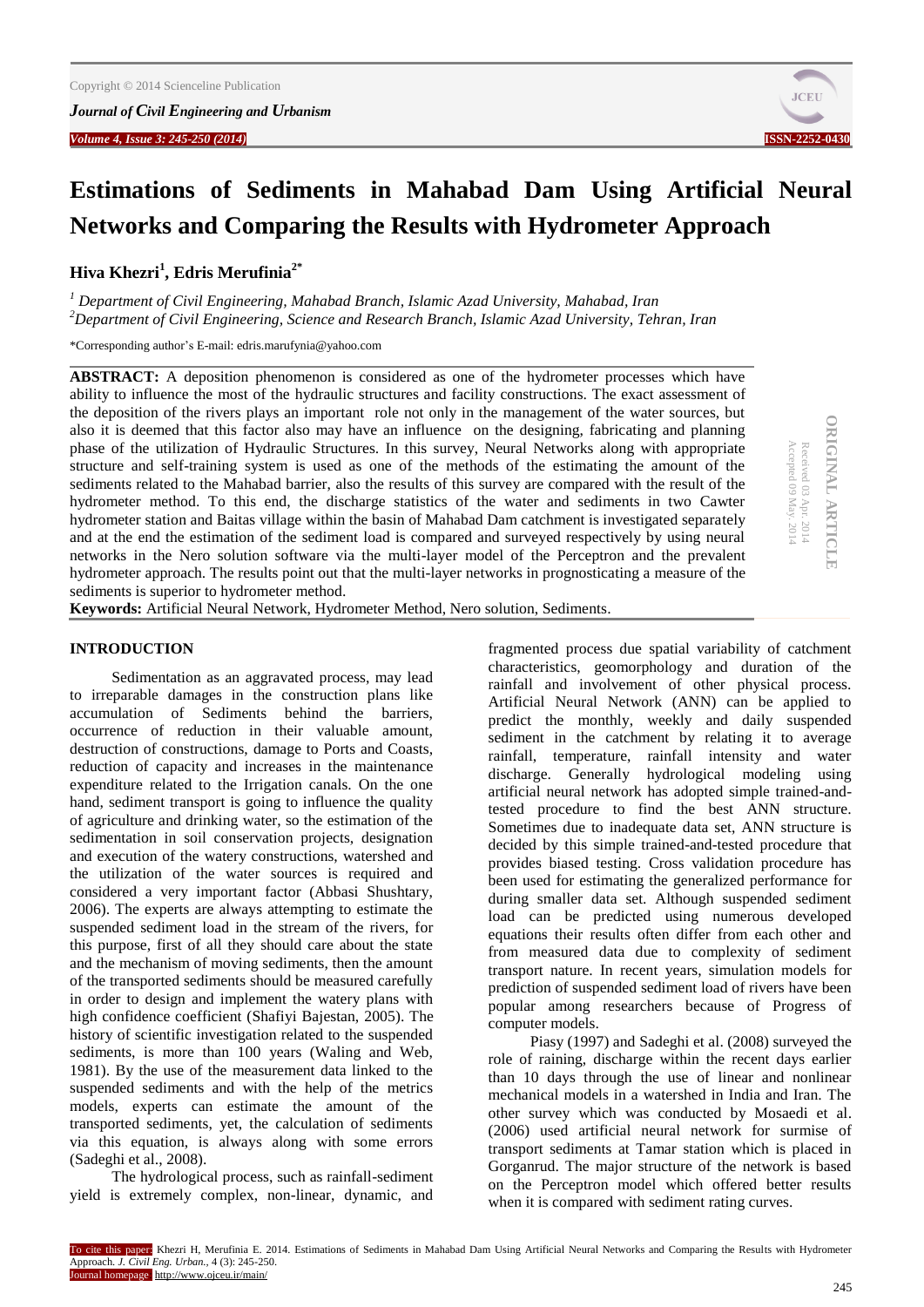# Estimations of Sediments in Mahabad Dam Using Artificial Neural Networks and Comparing the Results with Hydrometer Approach

**Hiva Khezri[1], Edris Merufinia[2*]**

*[1] Department of Civil Engineering, Mahabad Branch, Islamic Azad University, Mahabad, Iran*
*[2]Department of Civil Engineering, Science and Research Branch, Islamic Azad University, Tehran, Iran*

*Corresponding author's E-mail: edris.marufynia@yahoo.com

ORIGINAL ARTICLE
Received 03 Apr. 2014
Accepted 09 May. 2014

**ABSTRACT:** A deposition phenomenon is considered as one of the hydrometer processes which have ability to influence the most of the hydraulic structures and facility constructions. The exact assessment of the deposition of the rivers plays an important role not only in the management of the water sources, but also it is deemed that this factor also may have an influence on the designing, fabricating and planning phase of the utilization of Hydraulic Structures. In this survey, Neural Networks along with appropriate structure and self-training system is used as one of the methods of the estimating the amount of the sediments related to the Mahabad barrier, also the results of this survey are compared with the result of the hydrometer method. To this end, the discharge statistics of the water and sediments in two Cawter hydrometer station and Baitas village within the basin of Mahabad Dam catchment is investigated separately and at the end the estimation of the sediment load is compared and surveyed respectively by using neural networks in the Nero solution software via the multi-layer model of the Perceptron and the prevalent hydrometer approach. The results point out that the multi-layer networks in prognosticating a measure of the sediments is superior to hydrometer method.

**Keywords:** Artificial Neural Network, Hydrometer Method, Nero solution, Sediments.

## INTRODUCTION

Sedimentation as an aggravated process, may lead to irreparable damages in the construction plans like accumulation of Sediments behind the barriers, occurrence of reduction in their valuable amount, destruction of constructions, damage to Ports and Coasts, reduction of capacity and increases in the maintenance expenditure related to the Irrigation canals. On the one hand, sediment transport is going to influence the quality of agriculture and drinking water, so the estimation of the sedimentation in soil conservation projects, designation and execution of the watery constructions, watershed and the utilization of the water sources is required and considered a very important factor (Abbasi Shushtary, 2006). The experts are always attempting to estimate the suspended sediment load in the stream of the rivers, for this purpose, first of all they should care about the state and the mechanism of moving sediments, then the amount of the transported sediments should be measured carefully in order to design and implement the watery plans with high confidence coefficient (Shafiyi Bajestan, 2005). The history of scientific investigation related to the suspended sediments, is more than 100 years (Waling and Web, 1981). By the use of the measurement data linked to the suspended sediments and with the help of the metrics models, experts can estimate the amount of the transported sediments, yet, the calculation of sediments via this equation, is always along with some errors (Sadeghi et al., 2008).

The hydrological process, such as rainfall-sediment yield is extremely complex, non-linear, dynamic, and fragmented process due spatial variability of catchment characteristics, geomorphology and duration of the rainfall and involvement of other physical process. Artificial Neural Network (ANN) can be applied to predict the monthly, weekly and daily suspended sediment in the catchment by relating it to average rainfall, temperature, rainfall intensity and water discharge. Generally hydrological modeling using artificial neural network has adopted simple trained-and-tested procedure to find the best ANN structure. Sometimes due to inadequate data set, ANN structure is decided by this simple trained-and-tested procedure that provides biased testing. Cross validation procedure has been used for estimating the generalized performance for during smaller data set. Although suspended sediment load can be predicted using numerous developed equations their results often differ from each other and from measured data due to complexity of sediment transport nature. In recent years, simulation models for prediction of suspended sediment load of rivers have been popular among researchers because of Progress of computer models.

Piasy (1997) and Sadeghi et al. (2008) surveyed the role of raining, discharge within the recent days earlier than 10 days through the use of linear and nonlinear mechanical models in a watershed in India and Iran. The other survey which was conducted by Mosaedi et al. (2006) used artificial neural network for surmise of transport sediments at Tamar station which is placed in Gorganrud. The major structure of the network is based on the Perceptron model which offered better results when it is compared with sediment rating curves.

To cite this paper: Khezri H, Merufinia E. 2014. Estimations of Sediments in Mahabad Dam Using Artificial Neural Networks and Comparing the Results with Hydrometer Approach. *J. Civil Eng. Urban.*, 4 (3): 245-250.
Journal homepage: http://www.ojceu.ir/main/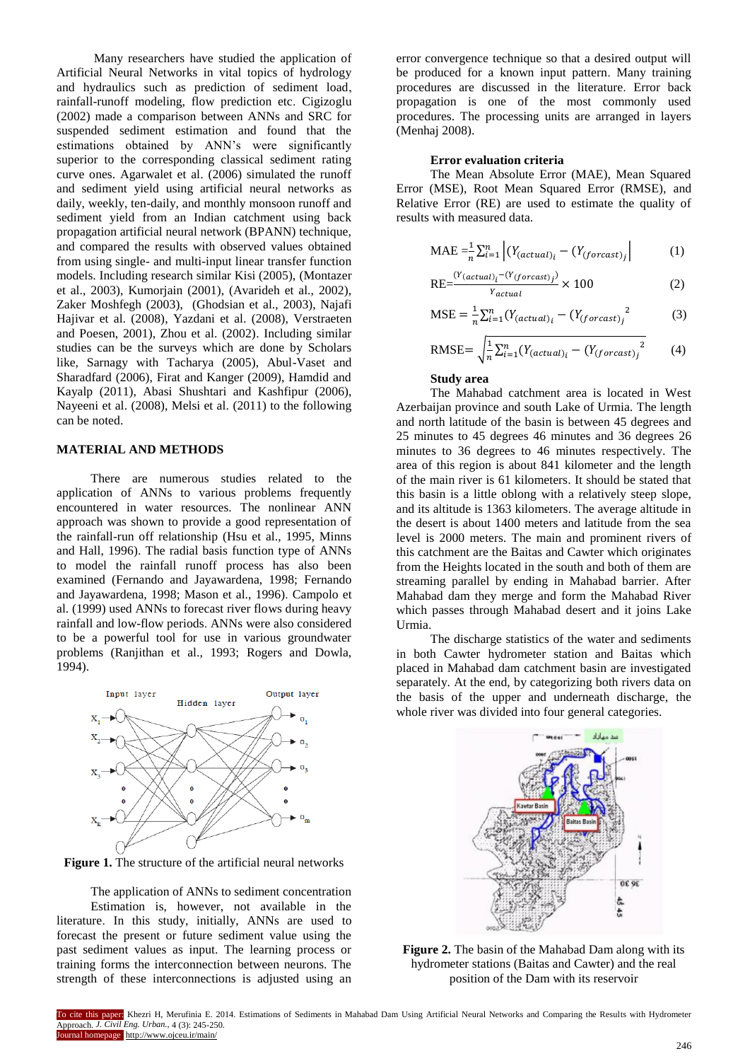Many researchers have studied the application of Artificial Neural Networks in vital topics of hydrology and hydraulics such as prediction of sediment load, rainfall-runoff modeling, flow prediction etc. Cigizoglu (2002) made a comparison between ANNs and SRC for suspended sediment estimation and found that the estimations obtained by ANN's were significantly superior to the corresponding classical sediment rating curve ones. Agarwalet et al. (2006) simulated the runoff and sediment yield using artificial neural networks as daily, weekly, ten-daily, and monthly monsoon runoff and sediment yield from an Indian catchment using back propagation artificial neural network (BPANN) technique, and compared the results with observed values obtained from using single- and multi-input linear transfer function models. Including research similar Kisi (2005), (Montazer et al., 2003), Kumorjain (2001), (Avarideh et al., 2002), Zaker Moshfegh (2003), (Ghodsian et al., 2003), Najafi Hajivar et al. (2008), Yazdani et al. (2008), Verstraeten and Poesen, 2001), Zhou et al. (2002). Including similar studies can be the surveys which are done by Scholars like, Sarnagy with Tacharya (2005), Abul-Vaset and Sharadfard (2006), Firat and Kanger (2009), Hamdid and Kayalp (2011), Abasi Shushtari and Kashfipur (2006), Nayeeni et al. (2008), Melsi et al. (2011) to the following can be noted.

## MATERIAL AND METHODS

There are numerous studies related to the application of ANNs to various problems frequently encountered in water resources. The nonlinear ANN approach was shown to provide a good representation of the rainfall-run off relationship (Hsu et al., 1995, Minns and Hall, 1996). The radial basis function type of ANNs to model the rainfall runoff process has also been examined (Fernando and Jayawardena, 1998; Fernando and Jayawardena, 1998; Mason et al., 1996). Campolo et al. (1999) used ANNs to forecast river flows during heavy rainfall and low-flow periods. ANNs were also considered to be a powerful tool for use in various groundwater problems (Ranjithan et al., 1993; Rogers and Dowla, 1994).

**Figure 1.** The structure of the artificial neural networks

The application of ANNs to sediment concentration Estimation is, however, not available in the literature. In this study, initially, ANNs are used to forecast the present or future sediment value using the past sediment values as input. The learning process or training forms the interconnection between neurons. The strength of these interconnections is adjusted using an error convergence technique so that a desired output will be produced for a known input pattern. Many training procedures are discussed in the literature. Error back propagation is one of the most commonly used procedures. The processing units are arranged in layers (Menhaj 2008).

### Error evaluation criteria

The Mean Absolute Error (MAE), Mean Squared Error (MSE), Root Mean Squared Error (RMSE), and Relative Error (RE) are used to estimate the quality of results with measured data.

$$\text{MAE} = \frac{1}{n}\sum_{i=1}^{n}\left|(Y_{(actual)_i} - (Y_{(forcast)_j}\right| \qquad (1)$$

$$\text{RE} = \frac{(Y_{(actual)_i} - (Y_{(forcast)_j})}{Y_{actual}} \times 100 \qquad (2)$$

$$\text{MSE} = \frac{1}{n}\sum_{i=1}^{n}(Y_{(actual)_i} - (Y_{(forcast)_j}{}^{2} \qquad (3)$$

$$\text{RMSE} = \sqrt{\frac{1}{n}\sum_{i=1}^{n}(Y_{(actual)_i} - (Y_{(forcast)_j}{}^{2}} \qquad (4)$$

### Study area

The Mahabad catchment area is located in West Azerbaijan province and south Lake of Urmia. The length and north latitude of the basin is between 45 degrees and 25 minutes to 45 degrees 46 minutes and 36 degrees 26 minutes to 36 degrees to 46 minutes respectively. The area of this region is about 841 kilometer and the length of the main river is 61 kilometers. It should be stated that this basin is a little oblong with a relatively steep slope, and its altitude is 1363 kilometers. The average altitude in the desert is about 1400 meters and latitude from the sea level is 2000 meters. The main and prominent rivers of this catchment are the Baitas and Cawter which originates from the Heights located in the south and both of them are streaming parallel by ending in Mahabad barrier. After Mahabad dam they merge and form the Mahabad River which passes through Mahabad desert and it joins Lake Urmia.

The discharge statistics of the water and sediments in both Cawter hydrometer station and Baitas which placed in Mahabad dam catchment basin are investigated separately. At the end, by categorizing both rivers data on the basis of the upper and underneath discharge, the whole river was divided into four general categories.

**Figure 2.** The basin of the Mahabad Dam along with its hydrometer stations (Baitas and Cawter) and the real position of the Dam with its reservoir

To cite this paper: Khezri H, Merufinia E. 2014. Estimations of Sediments in Mahabad Dam Using Artificial Neural Networks and Comparing the Results with Hydrometer Approach. *J. Civil Eng. Urban.*, 4 (3): 245-250.
Journal homepage: http://www.ojceu.ir/main/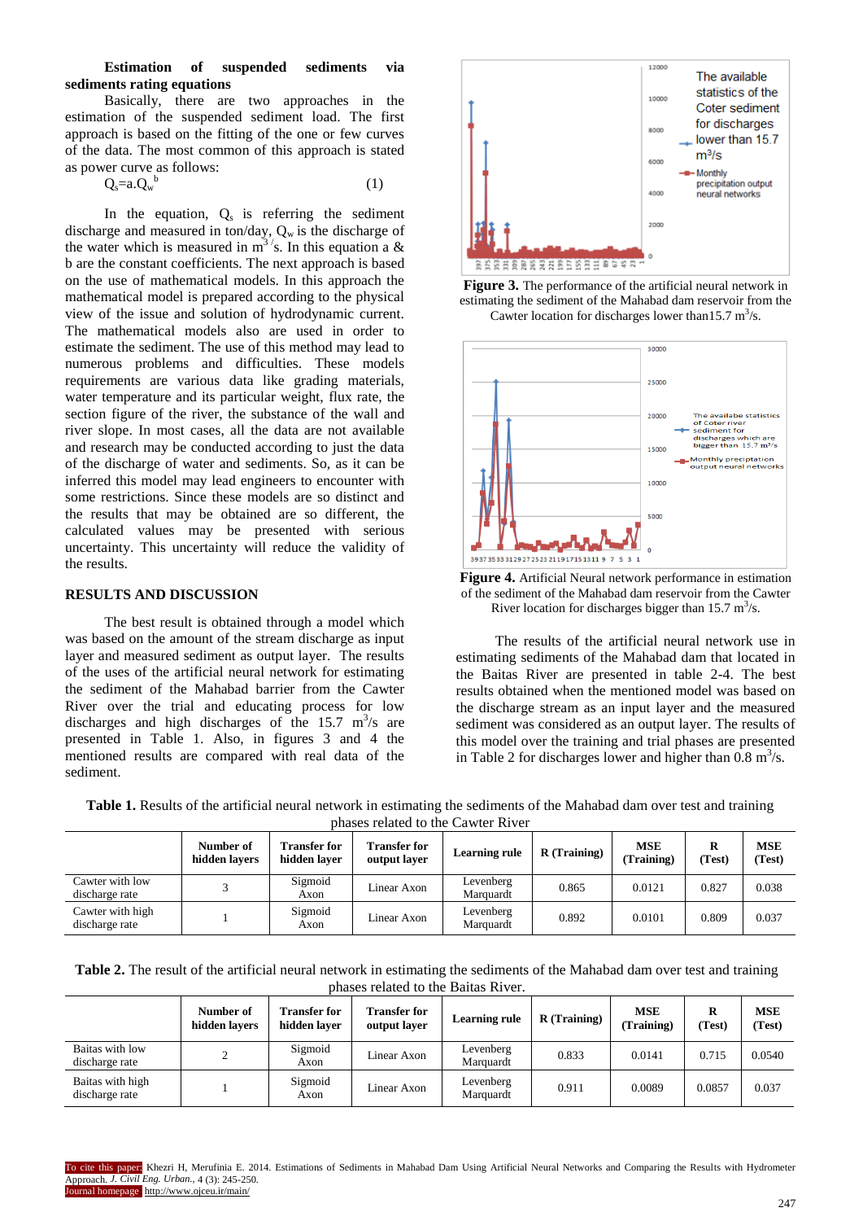**Estimation of suspended sediments via sediments rating equations**

Basically, there are two approaches in the estimation of the suspended sediment load. The first approach is based on the fitting of the one or few curves of the data. The most common of this approach is stated as power curve as follows:

$$Q_s = a.Q_w^{\ b} \qquad (1)$$

In the equation, $Q_s$ is referring the sediment discharge and measured in ton/day, $Q_w$ is the discharge of the water which is measured in $m^3/s$. In this equation a & b are the constant coefficients. The next approach is based on the use of mathematical models. In this approach the mathematical model is prepared according to the physical view of the issue and solution of hydrodynamic current. The mathematical models also are used in order to estimate the sediment. The use of this method may lead to numerous problems and difficulties. These models requirements are various data like grading materials, water temperature and its particular weight, flux rate, the section figure of the river, the substance of the wall and river slope. In most cases, all the data are not available and research may be conducted according to just the data of the discharge of water and sediments. So, as it can be inferred this model may lead engineers to encounter with some restrictions. Since these models are so distinct and the results that may be obtained are so different, the calculated values may be presented with serious uncertainty. This uncertainty will reduce the validity of the results.

## RESULTS AND DISCUSSION

The best result is obtained through a model which was based on the amount of the stream discharge as input layer and measured sediment as output layer. The results of the uses of the artificial neural network for estimating the sediment of the Mahabad barrier from the Cawter River over the trial and educating process for low discharges and high discharges of the 15.7 $m^3/s$ are presented in Table 1. Also, in figures 3 and 4 the mentioned results are compared with real data of the sediment.

**Figure 3.** The performance of the artificial neural network in estimating the sediment of the Mahabad dam reservoir from the Cawter location for discharges lower than15.7 $m^3/s$.

**Figure 4.** Artificial Neural network performance in estimation of the sediment of the Mahabad dam reservoir from the Cawter River location for discharges bigger than 15.7 $m^3/s$.

The results of the artificial neural network use in estimating sediments of the Mahabad dam that located in the Baitas River are presented in table 2-4. The best results obtained when the mentioned model was based on the discharge stream as an input layer and the measured sediment was considered as an output layer. The results of this model over the training and trial phases are presented in Table 2 for discharges lower and higher than 0.8 $m^3/s$.

**Table 1.** Results of the artificial neural network in estimating the sediments of the Mahabad dam over test and training phases related to the Cawter River

| | Number of hidden layers | Transfer for hidden layer | Transfer for output layer | Learning rule | R (Training) | MSE (Training) | R (Test) | MSE (Test) |
|---|---|---|---|---|---|---|---|---|
| Cawter with low discharge rate | 3 | Sigmoid Axon | Linear Axon | Levenberg Marquardt | 0.865 | 0.0121 | 0.827 | 0.038 |
| Cawter with high discharge rate | 1 | Sigmoid Axon | Linear Axon | Levenberg Marquardt | 0.892 | 0.0101 | 0.809 | 0.037 |

**Table 2.** The result of the artificial neural network in estimating the sediments of the Mahabad dam over test and training phases related to the Baitas River.

| | Number of hidden layers | Transfer for hidden layer | Transfer for output layer | Learning rule | R (Training) | MSE (Training) | R (Test) | MSE (Test) |
|---|---|---|---|---|---|---|---|---|
| Baitas with low discharge rate | 2 | Sigmoid Axon | Linear Axon | Levenberg Marquardt | 0.833 | 0.0141 | 0.715 | 0.0540 |
| Baitas with high discharge rate | 1 | Sigmoid Axon | Linear Axon | Levenberg Marquardt | 0.911 | 0.0089 | 0.0857 | 0.037 |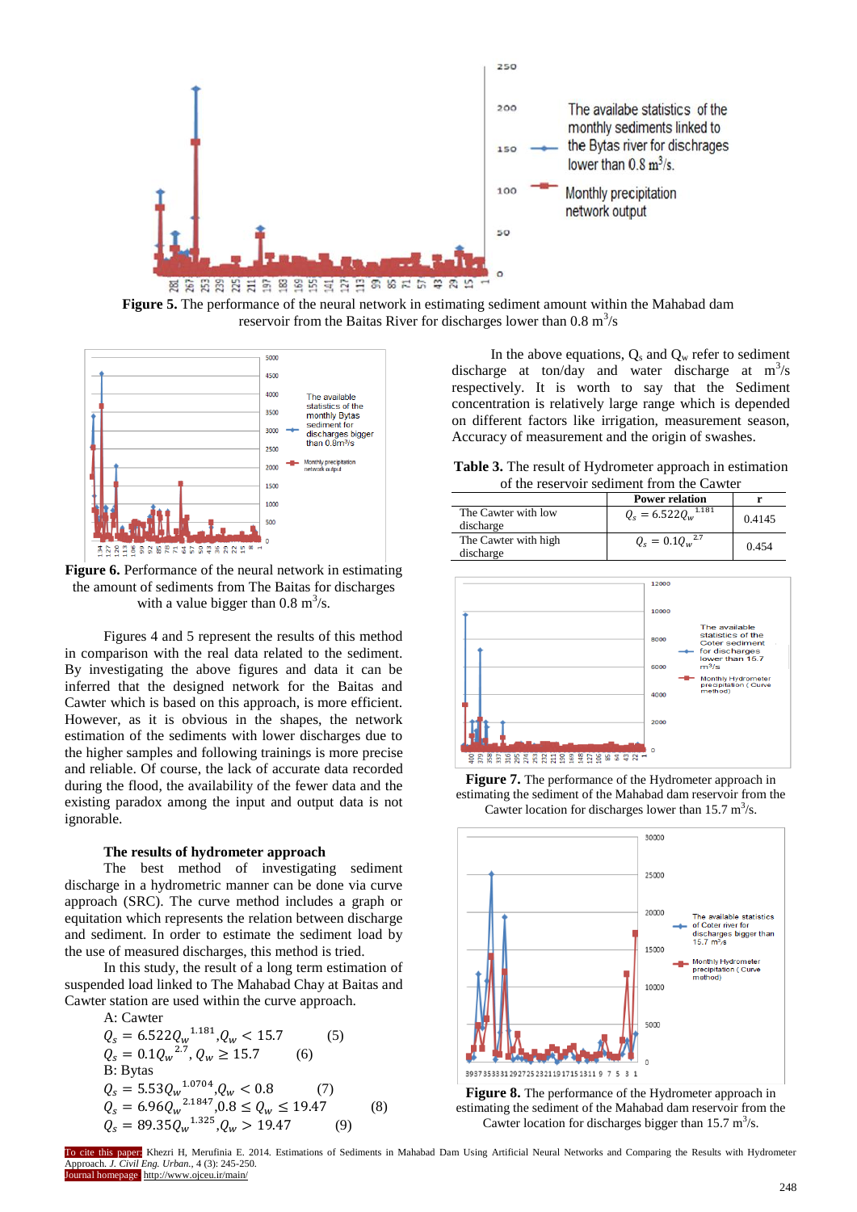**Figure 5.** The performance of the neural network in estimating sediment amount within the Mahabad dam reservoir from the Baitas River for discharges lower than 0.8 $m^3$/s

**Figure 6.** Performance of the neural network in estimating the amount of sediments from The Baitas for discharges with a value bigger than 0.8 $m^3$/s.

Figures 4 and 5 represent the results of this method in comparison with the real data related to the sediment. By investigating the above figures and data it can be inferred that the designed network for the Baitas and Cawter which is based on this approach, is more efficient. However, as it is obvious in the shapes, the network estimation of the sediments with lower discharges due to the higher samples and following trainings is more precise and reliable. Of course, the lack of accurate data recorded during the flood, the availability of the fewer data and the existing paradox among the input and output data is not ignorable.

### The results of hydrometer approach

The best method of investigating sediment discharge in a hydrometric manner can be done via curve approach (SRC). The curve method includes a graph or equation which represents the relation between discharge and sediment. In order to estimate the sediment load by the use of measured discharges, this method is tried.

In this study, the result of a long term estimation of suspended load linked to The Mahabad Chay at Baitas and Cawter station are used within the curve approach.

A: Cawter

$$Q_s = 6.522{Q_w}^{1.181}, Q_w < 15.7 \quad (5)$$

$$Q_s = 0.1{Q_w}^{2.7}, Q_w \geq 15.7 \quad (6)$$

B: Bytas

$$Q_s = 5.53{Q_w}^{1.0704}, Q_w < 0.8 \quad (7)$$

$$Q_s = 6.96{Q_w}^{2.1847}, 0.8 \leq Q_w \leq 19.47 \quad (8)$$

$$Q_s = 89.35{Q_w}^{1.325}, Q_w > 19.47 \quad (9)$$

In the above equations, $Q_s$ and $Q_w$ refer to sediment discharge at ton/day and water discharge at $m^3$/s respectively. It is worth to say that the Sediment concentration is relatively large range which is depended on different factors like irrigation, measurement season, Accuracy of measurement and the origin of swashes.

**Table 3.** The result of Hydrometer approach in estimation of the reservoir sediment from the Cawter

| | Power relation | r |
|---|---|---|
| The Cawter with low discharge | $Q_s = 6.522{Q_w}^{1.181}$ | 0.4145 |
| The Cawter with high discharge | $Q_s = 0.1{Q_w}^{2.7}$ | 0.454 |

**Figure 7.** The performance of the Hydrometer approach in estimating the sediment of the Mahabad dam reservoir from the Cawter location for discharges lower than 15.7 $m^3$/s.

**Figure 8.** The performance of the Hydrometer approach in estimating the sediment of the Mahabad dam reservoir from the Cawter location for discharges bigger than 15.7 $m^3$/s.

To cite this paper: Khezri H, Merufinia E. 2014. Estimations of Sediments in Mahabad Dam Using Artificial Neural Networks and Comparing the Results with Hydrometer Approach. *J. Civil Eng. Urban.*, 4 (3): 245-250.
Journal homepage: http://www.ojceu.ir/main/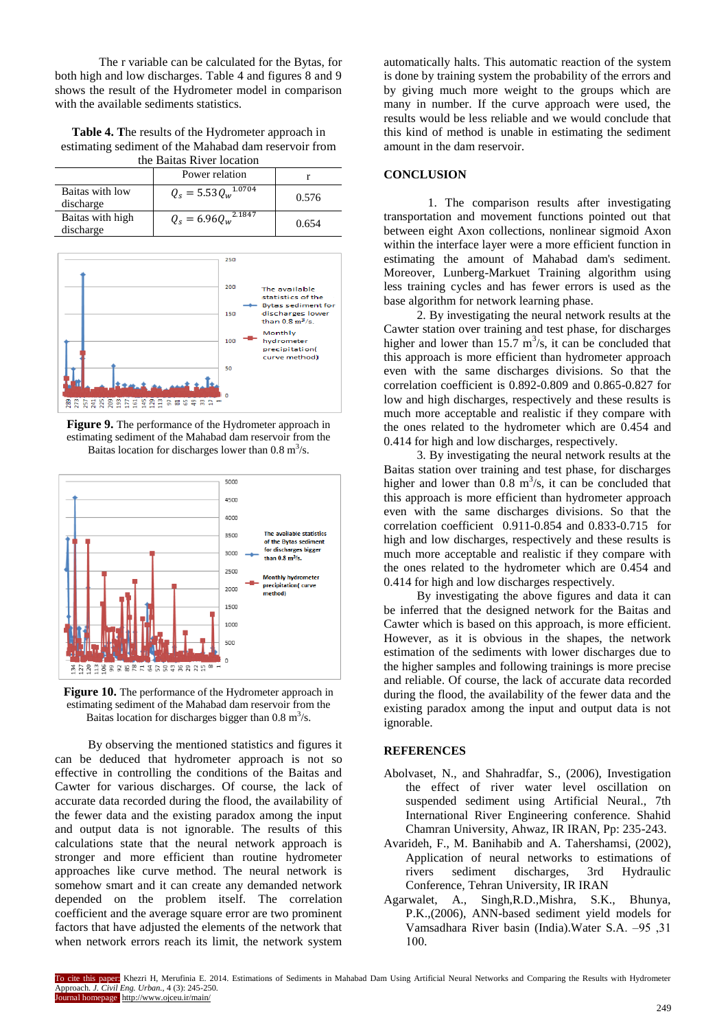The r variable can be calculated for the Bytas, for both high and low discharges. Table 4 and figures 8 and 9 shows the result of the Hydrometer model in comparison with the available sediments statistics.

**Table 4.** The results of the Hydrometer approach in estimating sediment of the Mahabad dam reservoir from the Baitas River location

| | Power relation | r |
|---|---|---|
| Baitas with low discharge | $Q_s = 5.53 Q_w^{1.0704}$ | 0.576 |
| Baitas with high discharge | $Q_s = 6.96 Q_w^{2.1847}$ | 0.654 |

**Figure 9.** The performance of the Hydrometer approach in estimating sediment of the Mahabad dam reservoir from the Baitas location for discharges lower than 0.8 $m^3$/s.

**Figure 10.** The performance of the Hydrometer approach in estimating sediment of the Mahabad dam reservoir from the Baitas location for discharges bigger than 0.8 $m^3$/s.

By observing the mentioned statistics and figures it can be deduced that hydrometer approach is not so effective in controlling the conditions of the Baitas and Cawter for various discharges. Of course, the lack of accurate data recorded during the flood, the availability of the fewer data and the existing paradox among the input and output data is not ignorable. The results of this calculations state that the neural network approach is stronger and more efficient than routine hydrometer approaches like curve method. The neural network is somehow smart and it can create any demanded network depended on the problem itself. The correlation coefficient and the average square error are two prominent factors that have adjusted the elements of the network that when network errors reach its limit, the network system automatically halts. This automatic reaction of the system is done by training system the probability of the errors and by giving much more weight to the groups which are many in number. If the curve approach were used, the results would be less reliable and we would conclude that this kind of method is unable in estimating the sediment amount in the dam reservoir.

## CONCLUSION

1. The comparison results after investigating transportation and movement functions pointed out that between eight Axon collections, nonlinear sigmoid Axon within the interface layer were a more efficient function in estimating the amount of Mahabad dam's sediment. Moreover, Lunberg-Markuet Training algorithm using less training cycles and has fewer errors is used as the base algorithm for network learning phase.

2. By investigating the neural network results at the Cawter station over training and test phase, for discharges higher and lower than 15.7 $m^3$/s, it can be concluded that this approach is more efficient than hydrometer approach even with the same discharges divisions. So that the correlation coefficient is 0.892-0.809 and 0.865-0.827 for low and high discharges, respectively and these results is much more acceptable and realistic if they compare with the ones related to the hydrometer which are 0.454 and 0.414 for high and low discharges, respectively.

3. By investigating the neural network results at the Baitas station over training and test phase, for discharges higher and lower than 0.8 $m^3$/s, it can be concluded that this approach is more efficient than hydrometer approach even with the same discharges divisions. So that the correlation coefficient 0.911-0.854 and 0.833-0.715 for high and low discharges, respectively and these results is much more acceptable and realistic if they compare with the ones related to the hydrometer which are 0.454 and 0.414 for high and low discharges respectively.

By investigating the above figures and data it can be inferred that the designed network for the Baitas and Cawter which is based on this approach, is more efficient. However, as it is obvious in the shapes, the network estimation of the sediments with lower discharges due to the higher samples and following trainings is more precise and reliable. Of course, the lack of accurate data recorded during the flood, the availability of the fewer data and the existing paradox among the input and output data is not ignorable.

## REFERENCES

Abolvaset, N., and Shahradfar, S., (2006), Investigation the effect of river water level oscillation on suspended sediment using Artificial Neural., 7th International River Engineering conference. Shahid Chamran University, Ahwaz, IR IRAN, Pp: 235-243.

Avarideh, F., M. Banihabib and A. Tahershamsi, (2002), Application of neural networks to estimations of rivers sediment discharges, 3rd Hydraulic Conference, Tehran University, IR IRAN

Agarwalet, A., Singh,R.D.,Mishra, S.K., Bhunya, P.K.,(2006), ANN-based sediment yield models for Vamsadhara River basin (India).Water S.A. –95 ,31 100.

To cite this paper: Khezri H, Merufinia E. 2014. Estimations of Sediments in Mahabad Dam Using Artificial Neural Networks and Comparing the Results with Hydrometer Approach. *J. Civil Eng. Urban.*, 4 (3): 245-250.
Journal homepage: http://www.ojceu.ir/main/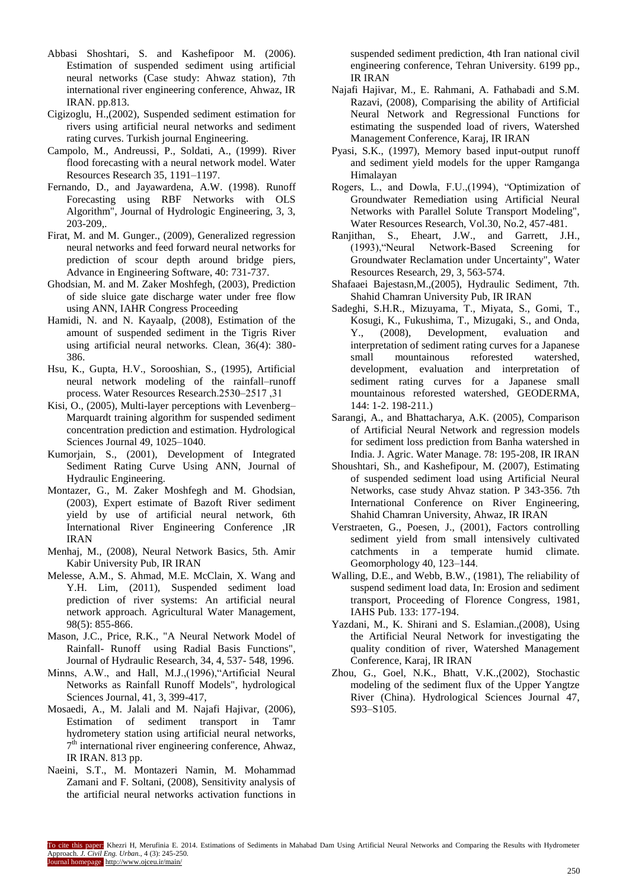Abbasi Shoshtari, S. and Kashefipoor M. (2006). Estimation of suspended sediment using artificial neural networks (Case study: Ahwaz station), 7th international river engineering conference, Ahwaz, IR IRAN. pp.813.

Cigizoglu, H.,(2002), Suspended sediment estimation for rivers using artificial neural networks and sediment rating curves. Turkish journal Engineering.

Campolo, M., Andreussi, P., Soldati, A., (1999). River flood forecasting with a neural network model. Water Resources Research 35, 1191–1197.

Fernando, D., and Jayawardena, A.W. (1998). Runoff Forecasting using RBF Networks with OLS Algorithm", Journal of Hydrologic Engineering, 3, 3, 203-209,.

Firat, M. and M. Gunger., (2009), Generalized regression neural networks and feed forward neural networks for prediction of scour depth around bridge piers, Advance in Engineering Software, 40: 731-737.

Ghodsian, M. and M. Zaker Moshfegh, (2003), Prediction of side sluice gate discharge water under free flow using ANN, IAHR Congress Proceeding

Hamidi, N. and N. Kayaalp, (2008), Estimation of the amount of suspended sediment in the Tigris River using artificial neural networks. Clean, 36(4): 380-386.

Hsu, K., Gupta, H.V., Sorooshian, S., (1995), Artificial neural network modeling of the rainfall–runoff process. Water Resources Research.2530–2517 ,31

Kisi, O., (2005), Multi-layer perceptions with Levenberg–Marquardt training algorithm for suspended sediment concentration prediction and estimation. Hydrological Sciences Journal 49, 1025–1040.

Kumorjain, S., (2001), Development of Integrated Sediment Rating Curve Using ANN, Journal of Hydraulic Engineering.

Montazer, G., M. Zaker Moshfegh and M. Ghodsian, (2003), Expert estimate of Bazoft River sediment yield by use of artificial neural network, 6th International River Engineering Conference ,IR IRAN

Menhaj, M., (2008), Neural Network Basics, 5th. Amir Kabir University Pub, IR IRAN

Melesse, A.M., S. Ahmad, M.E. McClain, X. Wang and Y.H. Lim, (2011), Suspended sediment load prediction of river systems: An artificial neural network approach. Agricultural Water Management, 98(5): 855-866.

Mason, J.C., Price, R.K., "A Neural Network Model of Rainfall- Runoff using Radial Basis Functions", Journal of Hydraulic Research, 34, 4, 537- 548, 1996.

Minns, A.W., and Hall, M.J.,(1996),"Artificial Neural Networks as Rainfall Runoff Models", hydrological Sciences Journal, 41, 3, 399-417,

Mosaedi, A., M. Jalali and M. Najafi Hajivar, (2006), Estimation of sediment transport in Tamr hydrometery station using artificial neural networks, 7th international river engineering conference, Ahwaz, IR IRAN. 813 pp.

Naeini, S.T., M. Montazeri Namin, M. Mohammad Zamani and F. Soltani, (2008), Sensitivity analysis of the artificial neural networks activation functions in suspended sediment prediction, 4th Iran national civil engineering conference, Tehran University. 6199 pp., IR IRAN

Najafi Hajivar, M., E. Rahmani, A. Fathabadi and S.M. Razavi, (2008), Comparising the ability of Artificial Neural Network and Regressional Functions for estimating the suspended load of rivers, Watershed Management Conference, Karaj, IR IRAN

Pyasi, S.K., (1997), Memory based input-output runoff and sediment yield models for the upper Ramganga Himalayan

Rogers, L., and Dowla, F.U.,(1994), "Optimization of Groundwater Remediation using Artificial Neural Networks with Parallel Solute Transport Modeling", Water Resources Research, Vol.30, No.2, 457-481.

Ranjithan, S., Eheart, J.W., and Garrett, J.H., (1993),"Neural Network-Based Screening for Groundwater Reclamation under Uncertainty", Water Resources Research, 29, 3, 563-574.

Shafaaei Bajestasn,M.,(2005), Hydraulic Sediment, 7th. Shahid Chamran University Pub, IR IRAN

Sadeghi, S.H.R., Mizuyama, T., Miyata, S., Gomi, T., Kosugi, K., Fukushima, T., Mizugaki, S., and Onda, Y., (2008), Development, evaluation and interpretation of sediment rating curves for a Japanese small mountainous reforested watershed, development, evaluation and interpretation of sediment rating curves for a Japanese small mountainous reforested watershed, GEODERMA, 144: 1-2. 198-211.)

Sarangi, A., and Bhattacharya, A.K. (2005), Comparison of Artificial Neural Network and regression models for sediment loss prediction from Banha watershed in India. J. Agric. Water Manage. 78: 195-208, IR IRAN

Shoushtari, Sh., and Kashefipour, M. (2007), Estimating of suspended sediment load using Artificial Neural Networks, case study Ahvaz station. P 343-356. 7th International Conference on River Engineering, Shahid Chamran University, Ahwaz, IR IRAN

Verstraeten, G., Poesen, J., (2001), Factors controlling sediment yield from small intensively cultivated catchments in a temperate humid climate. Geomorphology 40, 123–144.

Walling, D.E., and Webb, B.W., (1981), The reliability of suspend sediment load data, In: Erosion and sediment transport, Proceeding of Florence Congress, 1981, IAHS Pub. 133: 177-194.

Yazdani, M., K. Shirani and S. Eslamian.,(2008), Using the Artificial Neural Network for investigating the quality condition of river, Watershed Management Conference, Karaj, IR IRAN

Zhou, G., Goel, N.K., Bhatt, V.K.,(2002), Stochastic modeling of the sediment flux of the Upper Yangtze River (China). Hydrological Sciences Journal 47, S93–S105.